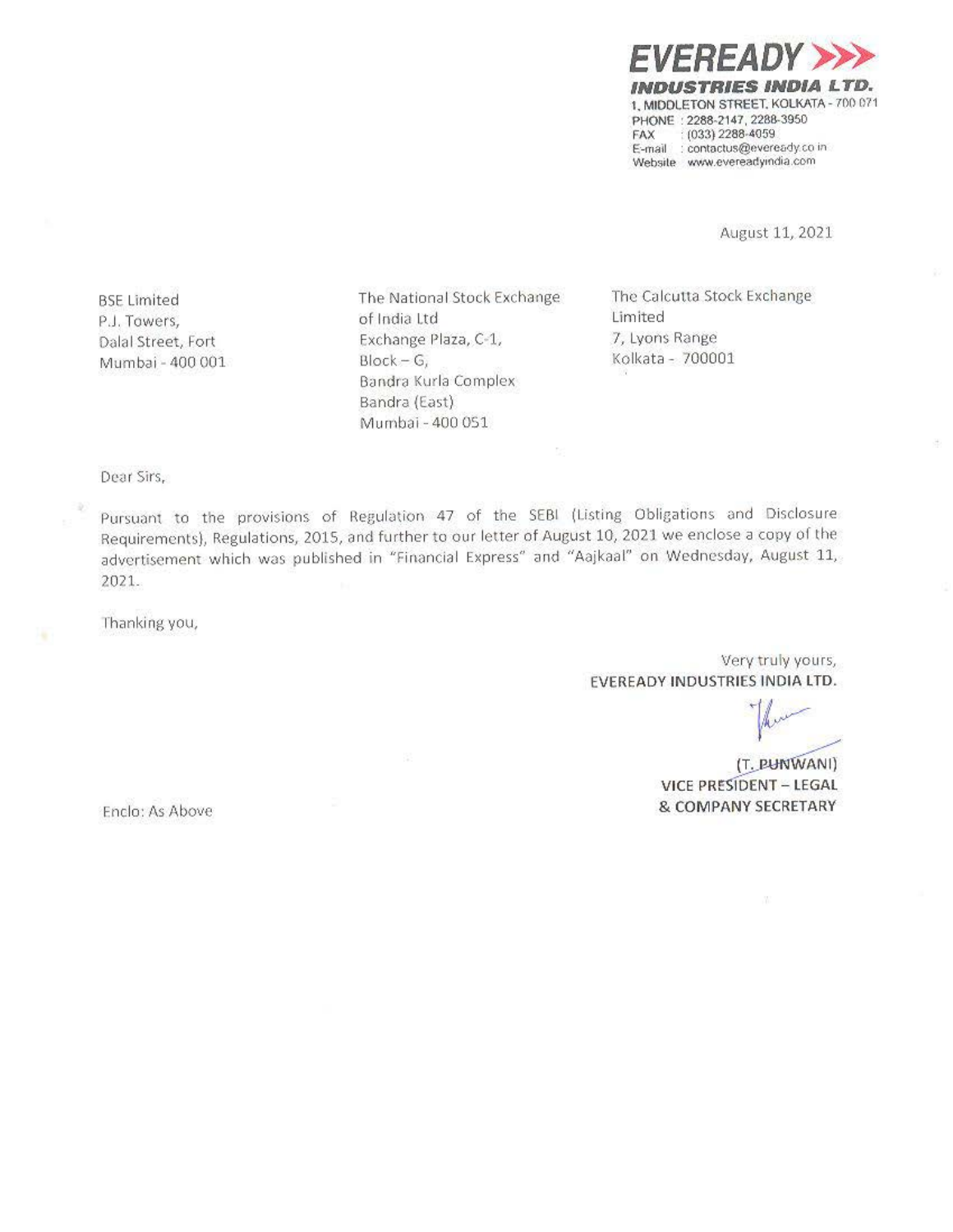**EVEREADY**
***INDUSTRIES INDIA LTD.***
1, MIDDLETON STREET, KOLKATA - 700 071
PHONE : 2288-2147, 2288-3950
FAX : (033) 2288-4059
E-mail : contactus@eveready.co.in
Website : www.evereadyindia.com

August 11, 2021

BSE Limited
P.J. Towers,
Dalal Street, Fort
Mumbai - 400 001

The National Stock Exchange of India Ltd
Exchange Plaza, C-1,
Block – G,
Bandra Kurla Complex
Bandra (East)
Mumbai - 400 051

The Calcutta Stock Exchange Limited
7, Lyons Range
Kolkata - 700001

Dear Sirs,

Pursuant to the provisions of Regulation 47 of the SEBI (Listing Obligations and Disclosure Requirements), Regulations, 2015, and further to our letter of August 10, 2021 we enclose a copy of the advertisement which was published in "Financial Express" and "Aajkaal" on Wednesday, August 11, 2021.

Thanking you,

Very truly yours,
**EVEREADY INDUSTRIES INDIA LTD.**

**(T. PUNWANI)**
**VICE PRESIDENT – LEGAL**
**& COMPANY SECRETARY**

Enclo: As Above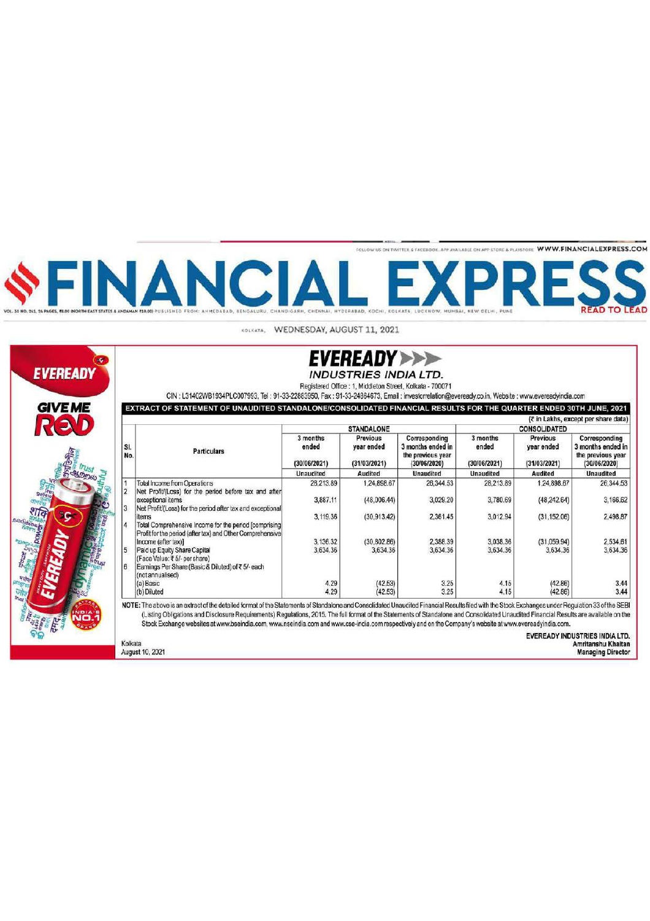# FINANCIAL EXPRESS

KOLKATA, WEDNESDAY, AUGUST 11, 2021

EVEREADY

GIVE ME RED

# EVEREADY INDUSTRIES INDIA LTD.

Registered Office : 1, Middleton Street, Kolkata - 700071

CIN : L31402WB1934PLC007993, Tel : 91-33-22883950, Fax : 91-33-24864673, Email : investorrelation@eveready.co.in, Website : www.evereadyindia.com

## EXTRACT OF STATEMENT OF UNAUDITED STANDALONE/CONSOLIDATED FINANCIAL RESULTS FOR THE QUARTER ENDED 30TH JUNE, 2021

(₹ in Lakhs, except per share data)

| Sl. No. | Particulars | STANDALONE | | | CONSOLIDATED | | |
|---|---|---|---|---|---|---|---|
| | | 3 months ended (30/06/2021) | Previous year ended (31/03/2021) | Corresponding 3 months ended in the previous year (30/06/2020) | 3 months ended (30/06/2021) | Previous year ended (31/03/2021) | Corresponding 3 months ended in the previous year (30/06/2020) |
| | | Unaudited | Audited | Unaudited | Unaudited | Audited | Unaudited |
| 1 | Total Income from Operations | 28,213.89 | 1,24,898.67 | 26,344.53 | 28,213.89 | 1,24,898.67 | 26,344.53 |
| 2 | Net Profit/(Loss) for the period before tax and after exceptional items | 3,887.11 | (48,006.44) | 3,029.20 | 3,780.69 | (48,242.64) | 3,166.62 |
| 3 | Net Profit/(Loss) for the period after tax and exceptional items | 3,119.36 | (30,913.42) | 2,361.45 | 3,012.94 | (31,152.06) | 2,498.87 |
| 4 | Total Comprehensive Income for the period [comprising Profit for the period (after tax) and Other Comprehensive Income (after tax)] | 3,136.32 | (30,802.86) | 2,388.39 | 3,038.36 | (31,059.94) | 2,534.61 |
| 5 | Paid up Equity Share Capital (Face Value: ₹ 5/- per share) | 3,634.36 | 3,634.36 | 3,634.36 | 3,634.36 | 3,634.36 | 3,634.36 |
| 6 | Earnings Per Share (Basic & Diluted) of ₹ 5/- each (not annualised) | | | | | | |
| | (a) Basic | 4.29 | (42.53) | 3.25 | 4.15 | (42.86) | 3.44 |
| | (b) Diluted | 4.29 | (42.53) | 3.25 | 4.15 | (42.86) | 3.44 |

NOTE: The above is an extract of the detailed format of the Statements of Standalone and Consolidated Unaudited Financial Results filed with the Stock Exchanges under Regulation 33 of the SEBI (Listing Obligations and Disclosure Requirements) Regulations, 2015. The full format of the Statements of Standalone and Consolidated Unaudited Financial Results are available on the Stock Exchange websites at www.bseindia.com, www.nseindia.com and www.cse-india.com respectively and on the Company's website at www.evereadyindia.com.

Kolkata
August 10, 2021

EVEREADY INDUSTRIES INDIA LTD.
Amritanshu Khaitan
Managing Director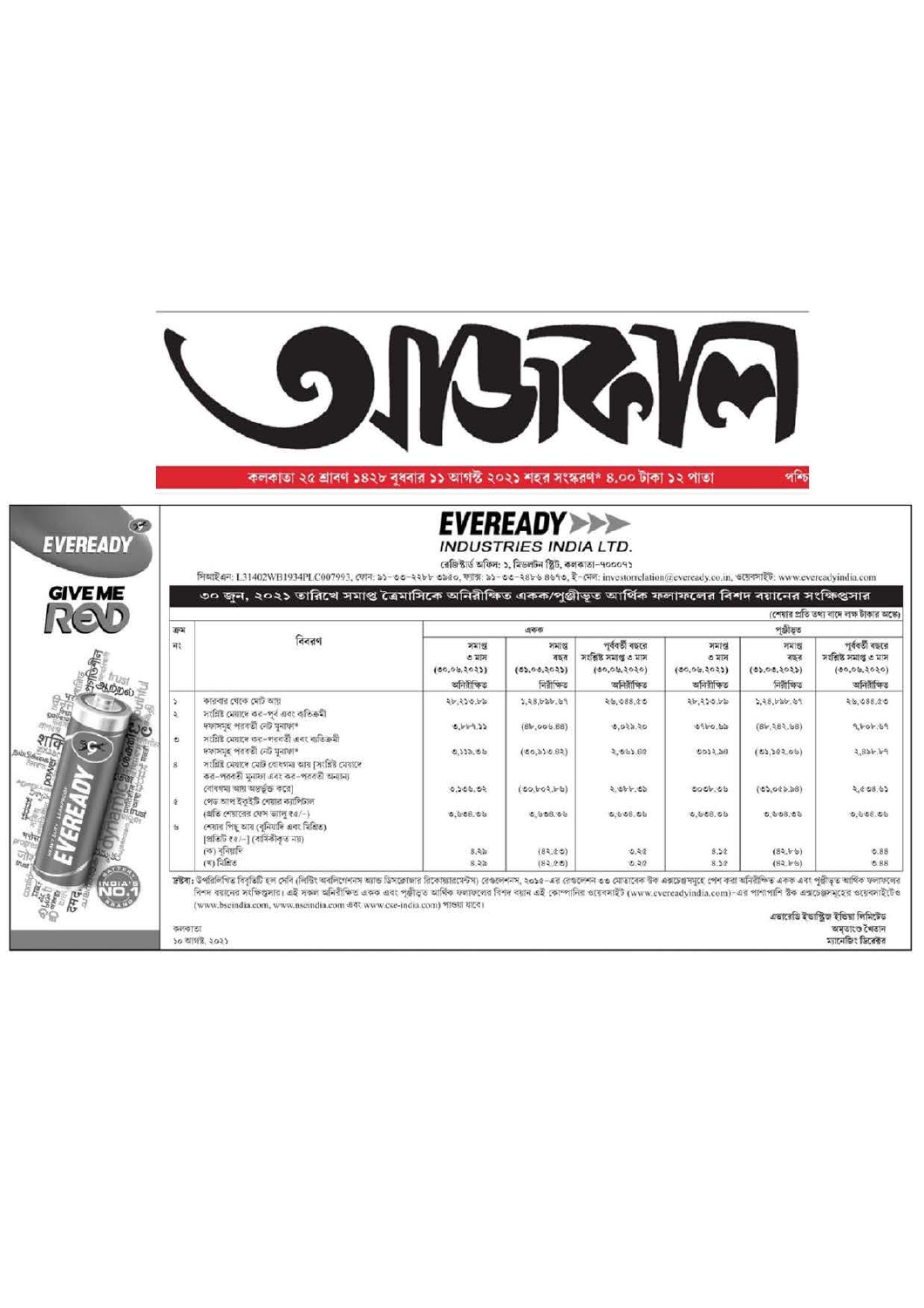# আজকাল

কলকাতা ২৫ শ্রাবণ ১৪২৮ বুধবার ১১ আগস্ট ২০২১ শহর সংস্করণ* ৪.০০ টাকা ১২ পাতা

## EVEREADY INDUSTRIES INDIA LTD.

রেজিস্টার্ড অফিস: ১, মিডলটন স্ট্রিট, কলকাতা-৭০০০৭১

সিআইএন: L31402WB1934PLC007993, ফোন: ৯১-৩৩-২২৮৮ ৩৯৫০, ফ্যাক্স: ৯১-৩৩-২৪৮৬ ৪৬৭৩, ই-মেল: investorrelation@eveready.co.in, ওয়েবসাইট: www.evereadyindia.com

### ৩০ জুন, ২০২১ তারিখে সমাপ্ত ত্রৈমাসিকে অনিরীক্ষিত একক/পুঞ্জীভূত আর্থিক ফলাফলের বিশদ বয়ানের সংক্ষিপ্তসার

(শেয়ার প্রতি তথ্য বাদে লক্ষ টাকার অঙ্কে)

| ক্রম নং | বিবরণ | একক | | | পুঞ্জীভূত | | |
|---|---|---|---|---|---|---|---|
| | | সমাপ্ত ৩ মাস (৩০.০৬.২০২১) অনিরীক্ষিত | সমাপ্ত বছর (৩১.০৩.২০২১) নিরীক্ষিত | পূর্ববর্তী বছরে সংশ্লিষ্ট সমাপ্ত ৩ মাস (৩০.০৬.২০২০) অনিরীক্ষিত | সমাপ্ত ৩ মাস (৩০.০৬.২০২১) অনিরীক্ষিত | সমাপ্ত বছর (৩১.০৩.২০২১) নিরীক্ষিত | পূর্ববর্তী বছরে সংশ্লিষ্ট সমাপ্ত ৩ মাস (৩০.০৬.২০২০) অনিরীক্ষিত |
| ১ | কারবার থেকে মোট আয় | ২৮,২১৩.৮৯ | ১,২৪,৮৯৮.৬৭ | ২৬,৩৪৪.৫৩ | ২৮,২১৩.৮৯ | ১,২৪,৮৮৮.৬৭ | ২৬,৩৪৪.৫৩ |
| ২ | সংশ্লিষ্ট মেয়াদে কর-পূর্ব এবং ব্যতিক্রমী দফাসমূহ পরবর্তী নেট মুনাফা* | ৩,৮৮৭.১১ | (৪৮,০০৬.৪৪) | ৩,০২৯.২০ | ৩৭৮০.৬৯ | (৪৮,২৪২.৬৪) | ৭,৮০৮.৬৭ |
| ৩ | সংশ্লিষ্ট মেয়াদে কর-পরবর্তী এবং ব্যতিক্রমী দফাসমূহ পরবর্তী নেট মুনাফা* | ৩,১১১.৩৬ | (৩০,৯১৩.৪২) | ২,৩৬১.৪০ | ৩০১২.৯০ | (৩১,১৫২.০৬) | ২,৪৯৮.৮৭ |
| ৪ | সংশ্লিষ্ট মেয়াদে মোট বোধগম্য আয় [সংশ্লিষ্ট মেয়াদে কর-পরবর্তী মুনাফা এবং কর-পরবর্তী অন্যান্য বোধগম্য আয় অন্তর্ভুক্ত করে] | ৩,১৩৬.৩২ | (৩০,৮০২.৮৬) | ২,৩৮৮.৩৬ | ৩০৩৮.৩৬ | (৩১,০৫৯.৯৪) | ২,৫৩৪.৬১ |
| ৫ | পেড আপ ইকুইটি শেয়ার ক্যাপিটাল (প্রতি শেয়ারের ফেস ভ্যালু ₹৫/-) | ৩,৬৩৪.৩৬ | ৩,৬৩৪.৩৬ | ৩,৬৩৪.৩৬ | ৩,৬৩৪.৩৬ | ৩,৬৩৪.৩৬ | ৩,৬৩৪.৩৬ |
| ৬ | শেয়ার পিছু আয় (বুনিয়াদি এবং মিশ্রিত) [প্রতিটি ₹৫/-] (বার্ষিকীকৃত নয়) | | | | | | |
| | (ক) বুনিয়াদি | ৪.২৯ | (৪২.৫৩) | ৩.২৫ | ৪.১৫ | (৪২.৮৬) | ৩.৪৪ |
| | (খ) মিশ্রিত | ৪.২৯ | (৪২.৫৩) | ৩.২৫ | ৪.১৫ | (৪২.৮৬) | ৩.৪৪ |

**দ্রষ্টব্য:** উপরিলিখিত বিবৃতিটি হল সেবি (লিস্টিং অবলিগেশনস অ্যান্ড ডিসক্লোজার রিকোয়্যারমেন্টস) রেগুলেশনস, ২০১৫-এর রেগুলেশন ৩৩ মোতাবেক স্টক এক্সচেঞ্জসমূহে পেশ করা অনিরীক্ষিত একক এবং পুঞ্জীভূত আর্থিক ফলাফলের বিশদ বয়ানের সংক্ষিপ্তসার। এই সকল অনিরীক্ষিত একক এবং পুঞ্জীভূত আর্থিক ফলাফলের বিশদ বয়ান এই কোম্পানির ওয়েবসাইট (www.evereadyindia.com)-এর পাশাপাশি স্টক এক্সচেঞ্জসমূহের ওয়েবসাইটেও (www.bseindia.com, www.nseindia.com এবং www.cse-india.com) পাওয়া যাবে।

কলকাতা
১০ আগস্ট, ২০২১

এভারেডি ইন্ডাস্ট্রিজ ইন্ডিয়া লিমিটেড
অমৃতাংশু খৈতান
ম্যানেজিং ডিরেক্টর